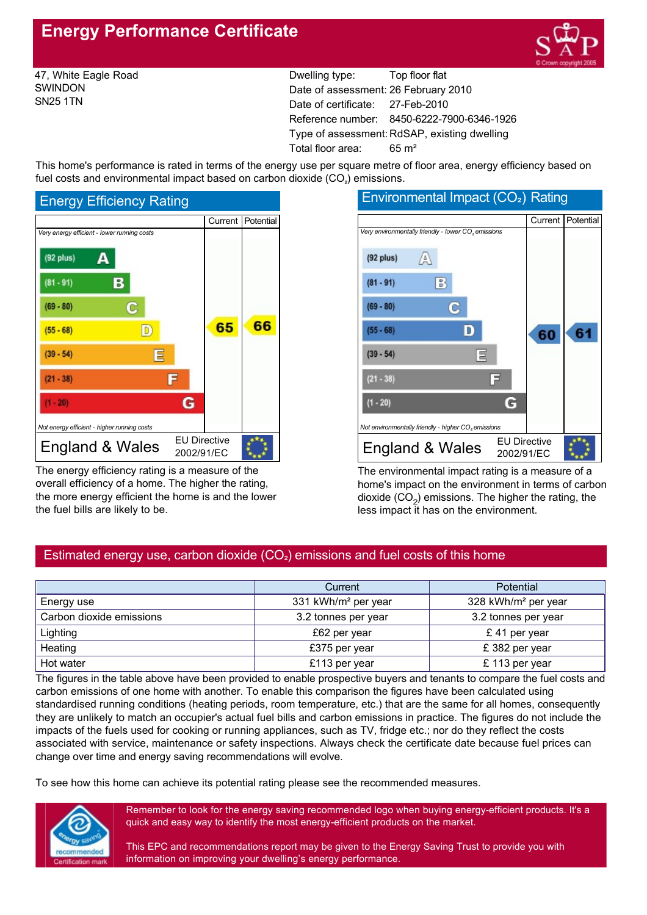# Energy Performance Certificate

47, White Eagle Road
SWINDON
SN25 1TN

| | |
|---|---|
| Dwelling type: | Top floor flat |
| Date of assessment: | 26 February 2010 |
| Date of certificate: | 27-Feb-2010 |
| Reference number: | 8450-6222-7900-6346-1926 |
| Type of assessment: | RdSAP, existing dwelling |
| Total floor area: | 65 m² |

This home's performance is rated in terms of the energy use per square metre of floor area, energy efficiency based on fuel costs and environmental impact based on carbon dioxide ($CO_2$) emissions.

## Energy Efficiency Rating

| Rating | Current | Potential |
|---|---|---|
| *Very energy efficient - lower running costs* | | |
| (92 plus) A | | |
| (81 - 91) B | | |
| (69 - 80) C | | |
| (55 - 68) D | 65 | 66 |
| (39 - 54) E | | |
| (21 - 38) F | | |
| (1 - 20) G | | |
| *Not energy efficient - higher running costs* | | |

England & Wales — EU Directive 2002/91/EC

The energy efficiency rating is a measure of the overall efficiency of a home. The higher the rating, the more energy efficient the home is and the lower the fuel bills are likely to be.

## Environmental Impact ($CO_2$) Rating

| Rating | Current | Potential |
|---|---|---|
| *Very environmentally friendly - lower $CO_2$ emissions* | | |
| (92 plus) A | | |
| (81 - 91) B | | |
| (69 - 80) C | | |
| (55 - 68) D | 60 | 61 |
| (39 - 54) E | | |
| (21 - 38) F | | |
| (1 - 20) G | | |
| *Not environmentally friendly - higher $CO_2$ emissions* | | |

England & Wales — EU Directive 2002/91/EC

The environmental impact rating is a measure of a home's impact on the environment in terms of carbon dioxide ($CO_2$) emissions. The higher the rating, the less impact it has on the environment.

## Estimated energy use, carbon dioxide ($CO_2$) emissions and fuel costs of this home

| | Current | Potential |
|---|---|---|
| Energy use | 331 kWh/m² per year | 328 kWh/m² per year |
| Carbon dioxide emissions | 3.2 tonnes per year | 3.2 tonnes per year |
| Lighting | £62 per year | £ 41 per year |
| Heating | £375 per year | £ 382 per year |
| Hot water | £113 per year | £ 113 per year |

The figures in the table above have been provided to enable prospective buyers and tenants to compare the fuel costs and carbon emissions of one home with another. To enable this comparison the figures have been calculated using standardised running conditions (heating periods, room temperature, etc.) that are the same for all homes, consequently they are unlikely to match an occupier's actual fuel bills and carbon emissions in practice. The figures do not include the impacts of the fuels used for cooking or running appliances, such as TV, fridge etc.; nor do they reflect the costs associated with service, maintenance or safety inspections. Always check the certificate date because fuel prices can change over time and energy saving recommendations will evolve.

To see how this home can achieve its potential rating please see the recommended measures.

Remember to look for the energy saving recommended logo when buying energy-efficient products. It's a quick and easy way to identify the most energy-efficient products on the market.

This EPC and recommendations report may be given to the Energy Saving Trust to provide you with information on improving your dwelling's energy performance.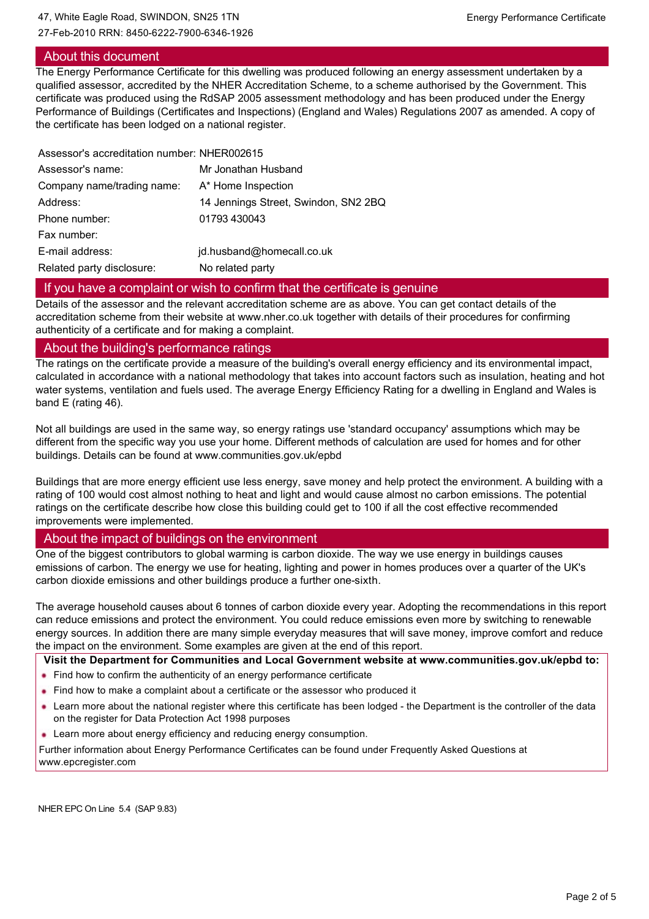## About this document

The Energy Performance Certificate for this dwelling was produced following an energy assessment undertaken by a qualified assessor, accredited by the NHER Accreditation Scheme, to a scheme authorised by the Government. This certificate was produced using the RdSAP 2005 assessment methodology and has been produced under the Energy Performance of Buildings (Certificates and Inspections) (England and Wales) Regulations 2007 as amended. A copy of the certificate has been lodged on a national register.

| | |
|---|---|
| Assessor's accreditation number: | NHER002615 |
| Assessor's name: | Mr Jonathan Husband |
| Company name/trading name: | A* Home Inspection |
| Address: | 14 Jennings Street, Swindon, SN2 2BQ |
| Phone number: | 01793 430043 |
| Fax number: | |
| E-mail address: | jd.husband@homecall.co.uk |
| Related party disclosure: | No related party |

## If you have a complaint or wish to confirm that the certificate is genuine

Details of the assessor and the relevant accreditation scheme are as above. You can get contact details of the accreditation scheme from their website at www.nher.co.uk together with details of their procedures for confirming authenticity of a certificate and for making a complaint.

## About the building's performance ratings

The ratings on the certificate provide a measure of the building's overall energy efficiency and its environmental impact, calculated in accordance with a national methodology that takes into account factors such as insulation, heating and hot water systems, ventilation and fuels used. The average Energy Efficiency Rating for a dwelling in England and Wales is band E (rating 46).

Not all buildings are used in the same way, so energy ratings use 'standard occupancy' assumptions which may be different from the specific way you use your home. Different methods of calculation are used for homes and for other buildings. Details can be found at www.communities.gov.uk/epbd

Buildings that are more energy efficient use less energy, save money and help protect the environment. A building with a rating of 100 would cost almost nothing to heat and light and would cause almost no carbon emissions. The potential ratings on the certificate describe how close this building could get to 100 if all the cost effective recommended improvements were implemented.

## About the impact of buildings on the environment

One of the biggest contributors to global warming is carbon dioxide. The way we use energy in buildings causes emissions of carbon. The energy we use for heating, lighting and power in homes produces over a quarter of the UK's carbon dioxide emissions and other buildings produce a further one-sixth.

The average household causes about 6 tonnes of carbon dioxide every year. Adopting the recommendations in this report can reduce emissions and protect the environment. You could reduce emissions even more by switching to renewable energy sources. In addition there are many simple everyday measures that will save money, improve comfort and reduce the impact on the environment. Some examples are given at the end of this report.

**Visit the Department for Communities and Local Government website at www.communities.gov.uk/epbd to:**

- Find how to confirm the authenticity of an energy performance certificate
- Find how to make a complaint about a certificate or the assessor who produced it
- Learn more about the national register where this certificate has been lodged - the Department is the controller of the data on the register for Data Protection Act 1998 purposes
- Learn more about energy efficiency and reducing energy consumption.

Further information about Energy Performance Certificates can be found under Frequently Asked Questions at www.epcregister.com

NHER EPC On Line 5.4 (SAP 9.83)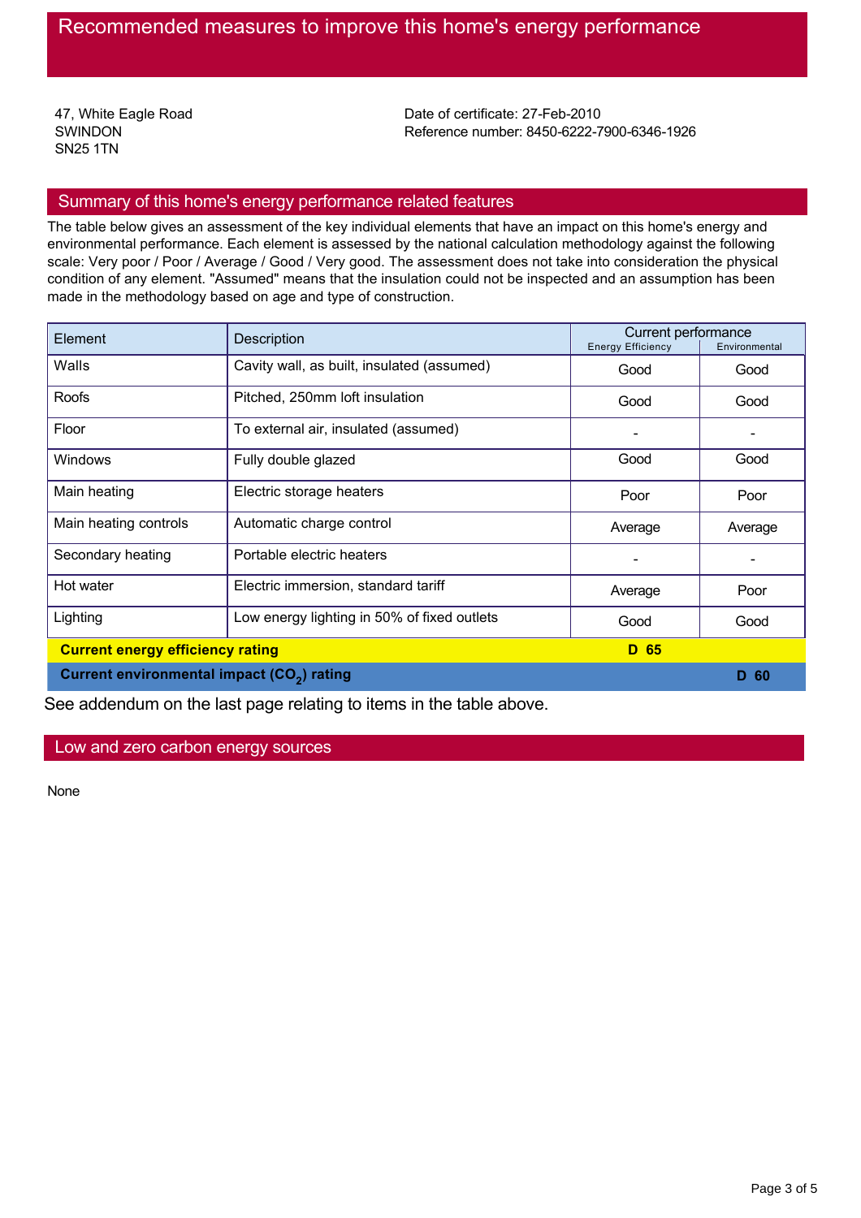# Recommended measures to improve this home's energy performance

47, White Eagle Road
SWINDON
SN25 1TN

Date of certificate: 27-Feb-2010
Reference number: 8450-6222-7900-6346-1926

## Summary of this home's energy performance related features

The table below gives an assessment of the key individual elements that have an impact on this home's energy and environmental performance. Each element is assessed by the national calculation methodology against the following scale: Very poor / Poor / Average / Good / Very good. The assessment does not take into consideration the physical condition of any element. "Assumed" means that the insulation could not be inspected and an assumption has been made in the methodology based on age and type of construction.

| Element | Description | Current performance | |
|---|---|---|---|
| | | Energy Efficiency | Environmental |
| Walls | Cavity wall, as built, insulated (assumed) | Good | Good |
| Roofs | Pitched, 250mm loft insulation | Good | Good |
| Floor | To external air, insulated (assumed) | - | - |
| Windows | Fully double glazed | Good | Good |
| Main heating | Electric storage heaters | Poor | Poor |
| Main heating controls | Automatic charge control | Average | Average |
| Secondary heating | Portable electric heaters | - | - |
| Hot water | Electric immersion, standard tariff | Average | Poor |
| Lighting | Low energy lighting in 50% of fixed outlets | Good | Good |
| **Current energy efficiency rating** | | **D 65** | |
| **Current environmental impact ($CO_2$) rating** | | | **D 60** |

See addendum on the last page relating to items in the table above.

## Low and zero carbon energy sources

None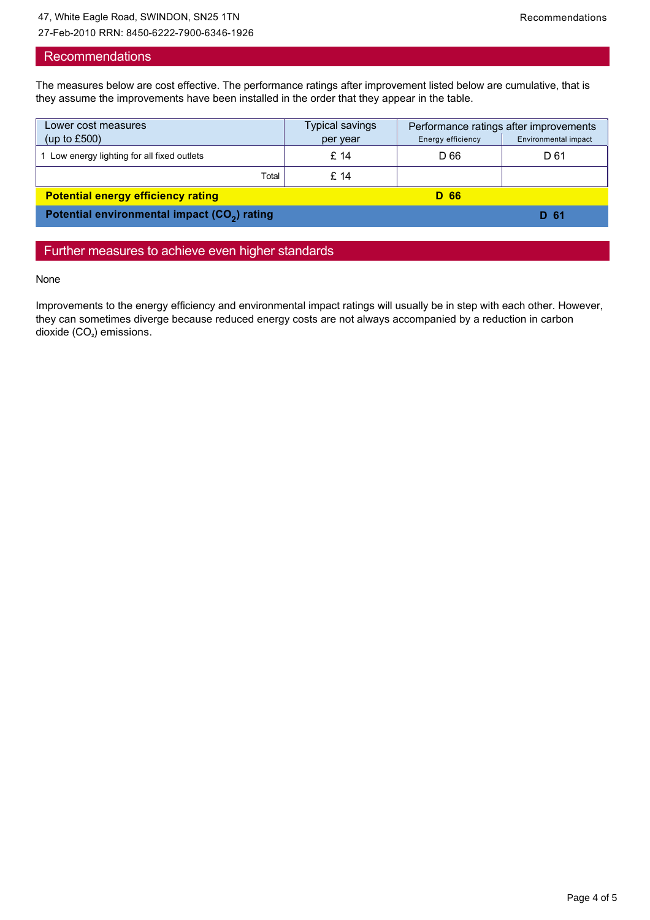47, White Eagle Road, SWINDON, SN25 1TN
27-Feb-2010 RRN: 8450-6222-7900-6346-1926

## Recommendations

The measures below are cost effective. The performance ratings after improvement listed below are cumulative, that is they assume the improvements have been installed in the order that they appear in the table.

| Lower cost measures (up to £500) | Typical savings per year | Performance ratings after improvements | |
|---|---|---|---|
| | | Energy efficiency | Environmental impact |
| 1 Low energy lighting for all fixed outlets | £ 14 | D 66 | D 61 |
| Total | £ 14 | | |
| **Potential energy efficiency rating** | | **D 66** | |
| **Potential environmental impact ($CO_2$) rating** | | | **D 61** |

## Further measures to achieve even higher standards

None

Improvements to the energy efficiency and environmental impact ratings will usually be in step with each other. However, they can sometimes diverge because reduced energy costs are not always accompanied by a reduction in carbon dioxide ($CO_2$) emissions.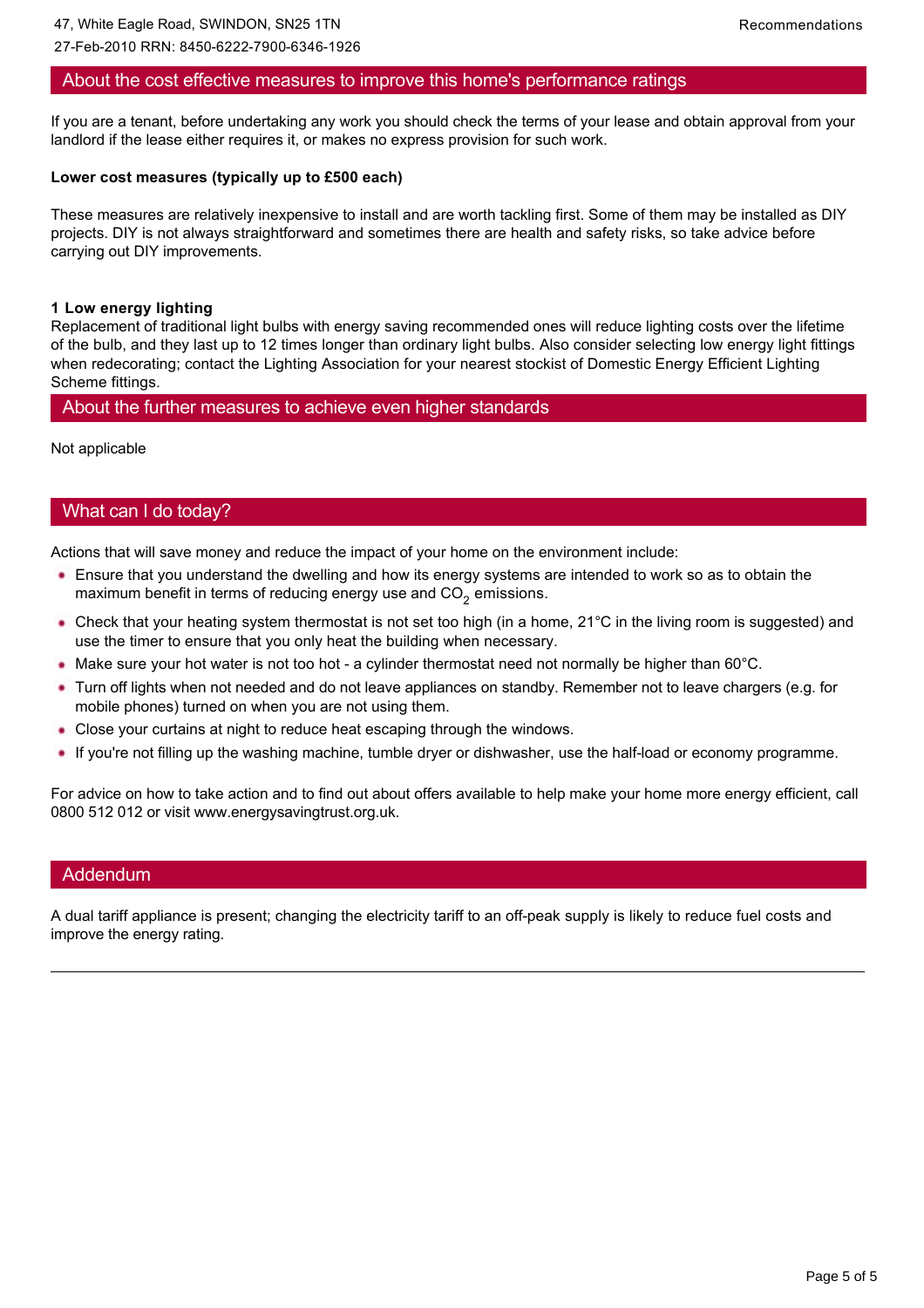## About the cost effective measures to improve this home's performance ratings

If you are a tenant, before undertaking any work you should check the terms of your lease and obtain approval from your landlord if the lease either requires it, or makes no express provision for such work.

**Lower cost measures (typically up to £500 each)**

These measures are relatively inexpensive to install and are worth tackling first. Some of them may be installed as DIY projects. DIY is not always straightforward and sometimes there are health and safety risks, so take advice before carrying out DIY improvements.

**1 Low energy lighting**

Replacement of traditional light bulbs with energy saving recommended ones will reduce lighting costs over the lifetime of the bulb, and they last up to 12 times longer than ordinary light bulbs. Also consider selecting low energy light fittings when redecorating; contact the Lighting Association for your nearest stockist of Domestic Energy Efficient Lighting Scheme fittings.

## About the further measures to achieve even higher standards

Not applicable

## What can I do today?

Actions that will save money and reduce the impact of your home on the environment include:

- Ensure that you understand the dwelling and how its energy systems are intended to work so as to obtain the maximum benefit in terms of reducing energy use and $CO_2$ emissions.
- Check that your heating system thermostat is not set too high (in a home, 21°C in the living room is suggested) and use the timer to ensure that you only heat the building when necessary.
- Make sure your hot water is not too hot - a cylinder thermostat need not normally be higher than 60°C.
- Turn off lights when not needed and do not leave appliances on standby. Remember not to leave chargers (e.g. for mobile phones) turned on when you are not using them.
- Close your curtains at night to reduce heat escaping through the windows.
- If you're not filling up the washing machine, tumble dryer or dishwasher, use the half-load or economy programme.

For advice on how to take action and to find out about offers available to help make your home more energy efficient, call 0800 512 012 or visit www.energysavingtrust.org.uk.

## Addendum

A dual tariff appliance is present; changing the electricity tariff to an off-peak supply is likely to reduce fuel costs and improve the energy rating.